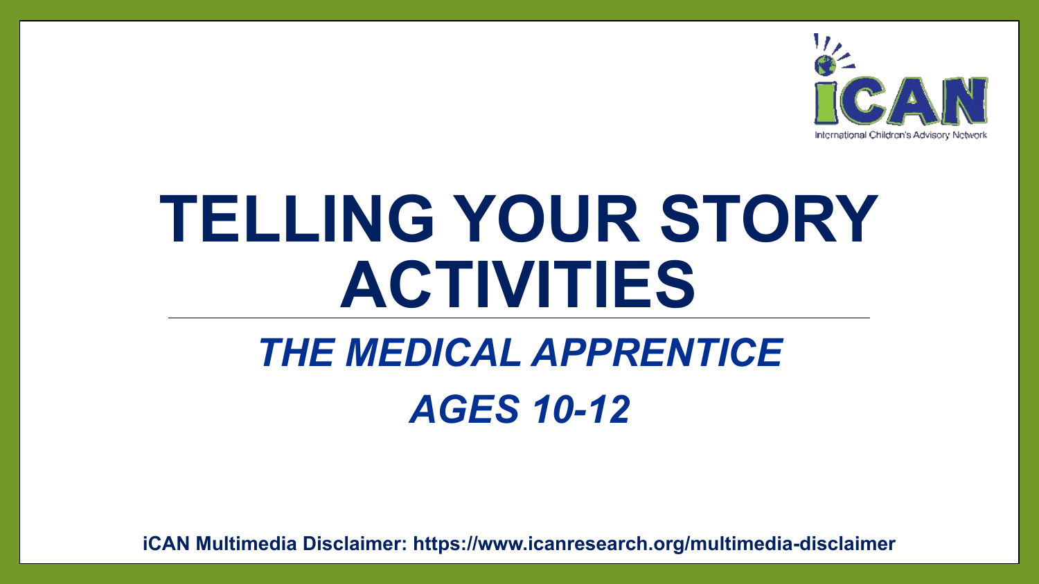iCAN

International Children's Advisory Network

# TELLING YOUR STORY ACTIVITIES

## *THE MEDICAL APPRENTICE*

## *AGES 10-12*

**iCAN Multimedia Disclaimer: https://www.icanresearch.org/multimedia-disclaimer**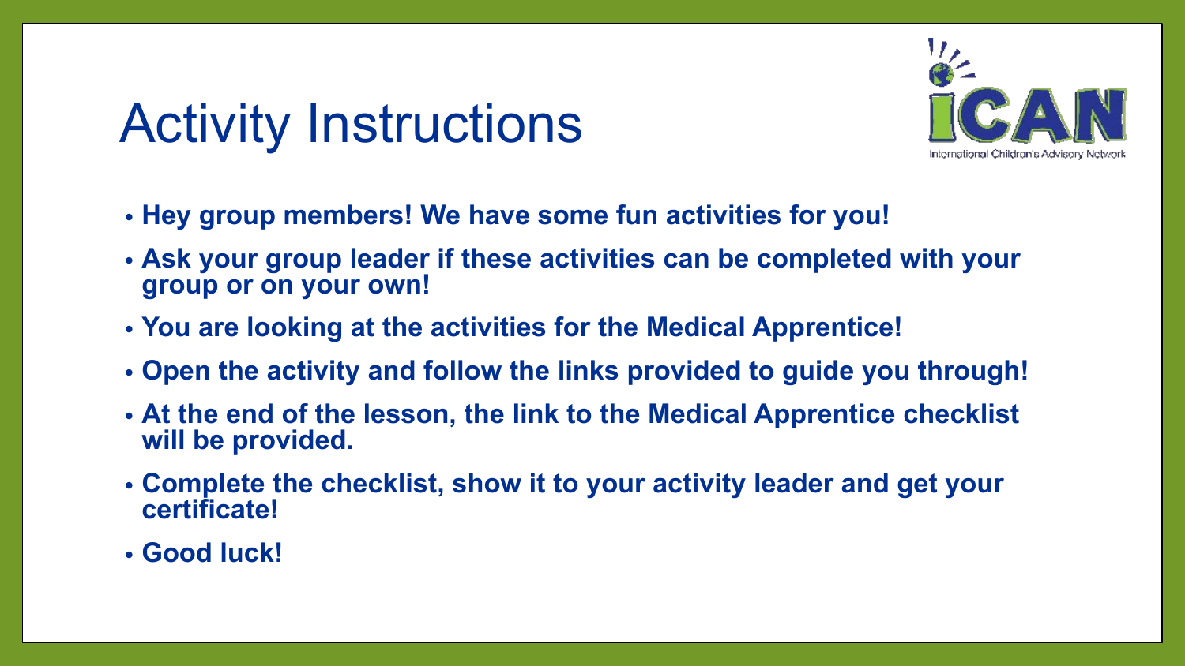# Activity Instructions

International Children's Advisory Network

- **Hey group members! We have some fun activities for you!**
- **Ask your group leader if these activities can be completed with your group or on your own!**
- **You are looking at the activities for the Medical Apprentice!**
- **Open the activity and follow the links provided to guide you through!**
- **At the end of the lesson, the link to the Medical Apprentice checklist will be provided.**
- **Complete the checklist, show it to your activity leader and get your certificate!**
- **Good luck!**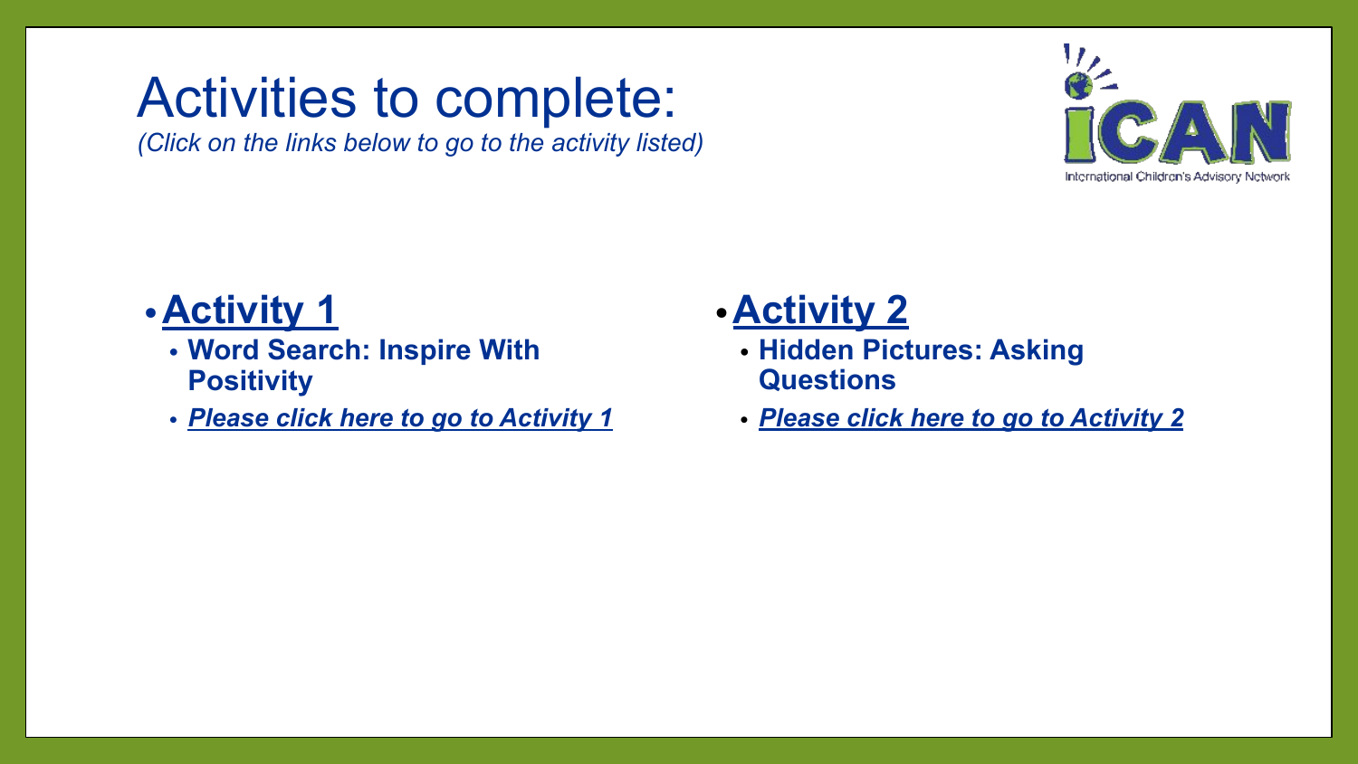# Activities to complete:

*(Click on the links below to go to the activity listed)*

International Children's Advisory Network

- **Activity 1**
  - **Word Search: Inspire With Positivity**
  - ***Please click here to go to Activity 1***
- **Activity 2**
  - **Hidden Pictures: Asking Questions**
  - ***Please click here to go to Activity 2***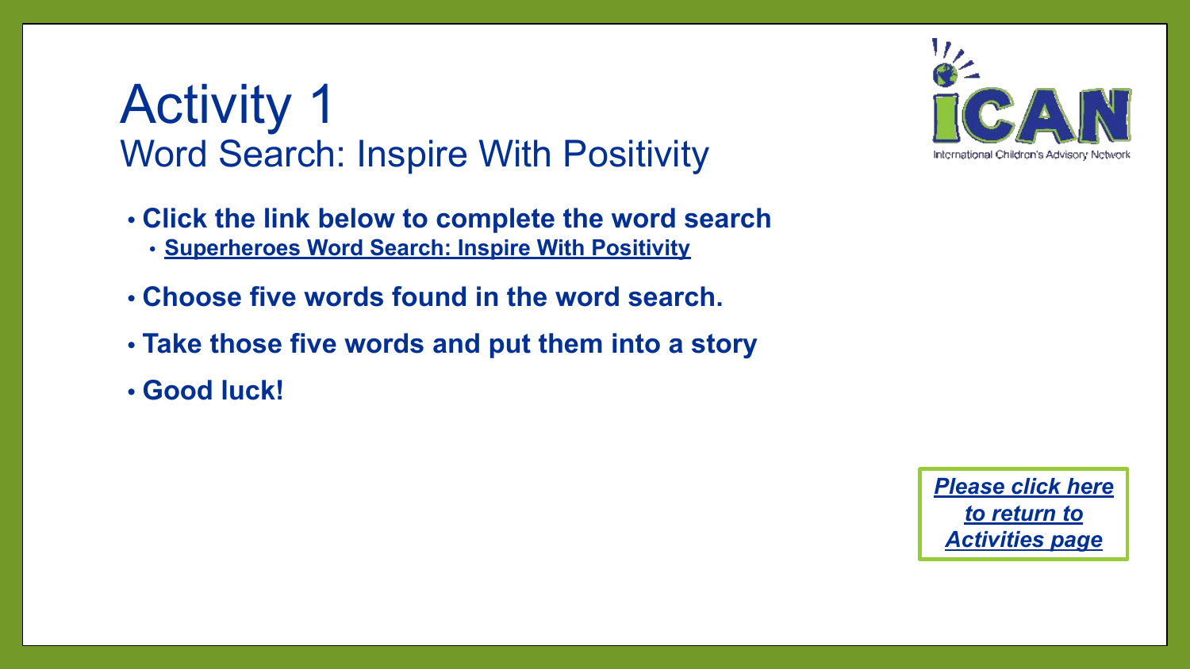# Activity 1

## Word Search: Inspire With Positivity

- **Click the link below to complete the word search**
  - **Superheroes Word Search: Inspire With Positivity**
- **Choose five words found in the word search.**
- **Take those five words and put them into a story**
- **Good luck!**

***Please click here to return to Activities page***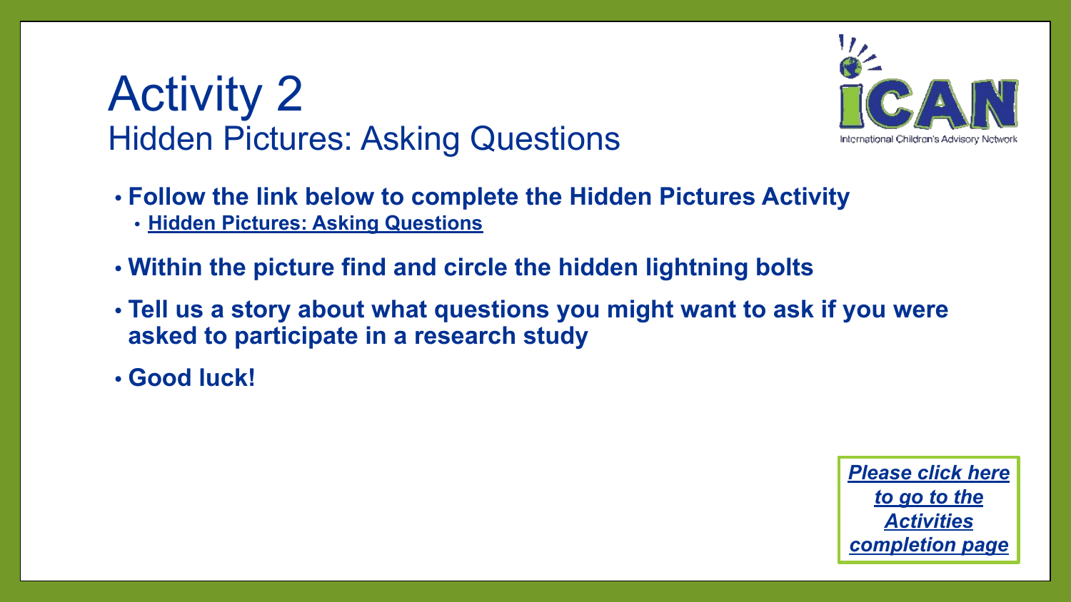# Activity 2

## Hidden Pictures: Asking Questions

- **Follow the link below to complete the Hidden Pictures Activity**
  - **Hidden Pictures: Asking Questions**
- **Within the picture find and circle the hidden lightning bolts**
- **Tell us a story about what questions you might want to ask if you were asked to participate in a research study**
- **Good luck!**

***Please click here to go to the Activities completion page***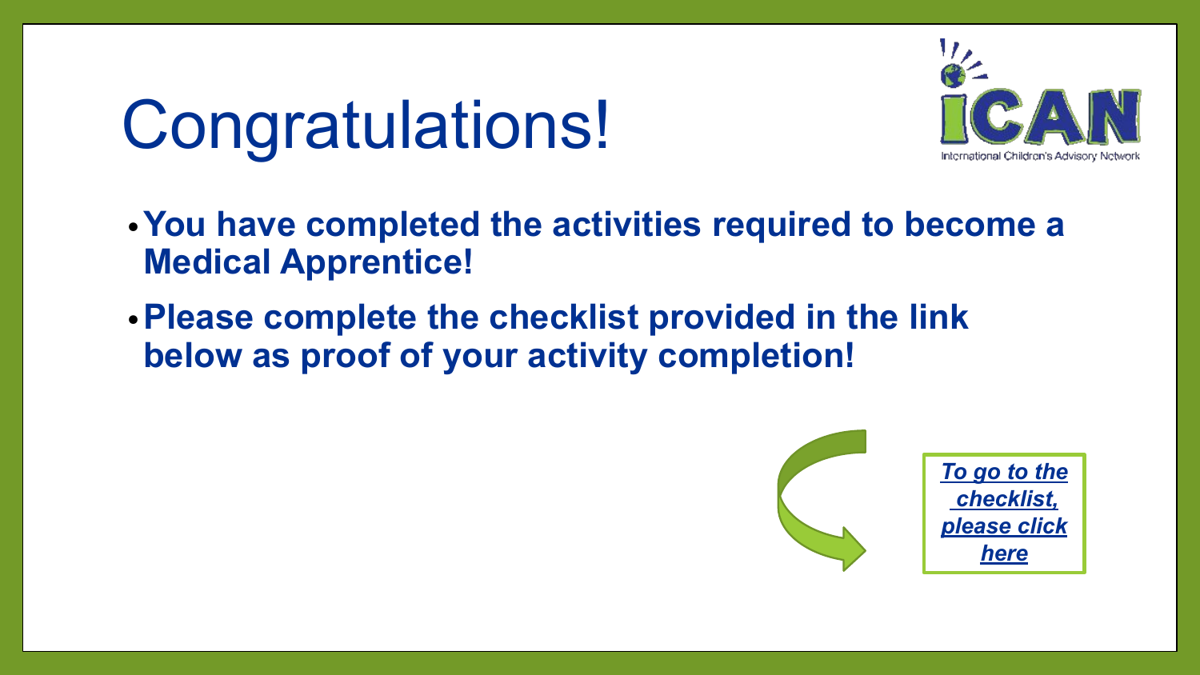# Congratulations!

iCAN
International Children's Advisory Network

- **You have completed the activities required to become a Medical Apprentice!**
- **Please complete the checklist provided in the link below as proof of your activity completion!**

***To go to the checklist, please click here***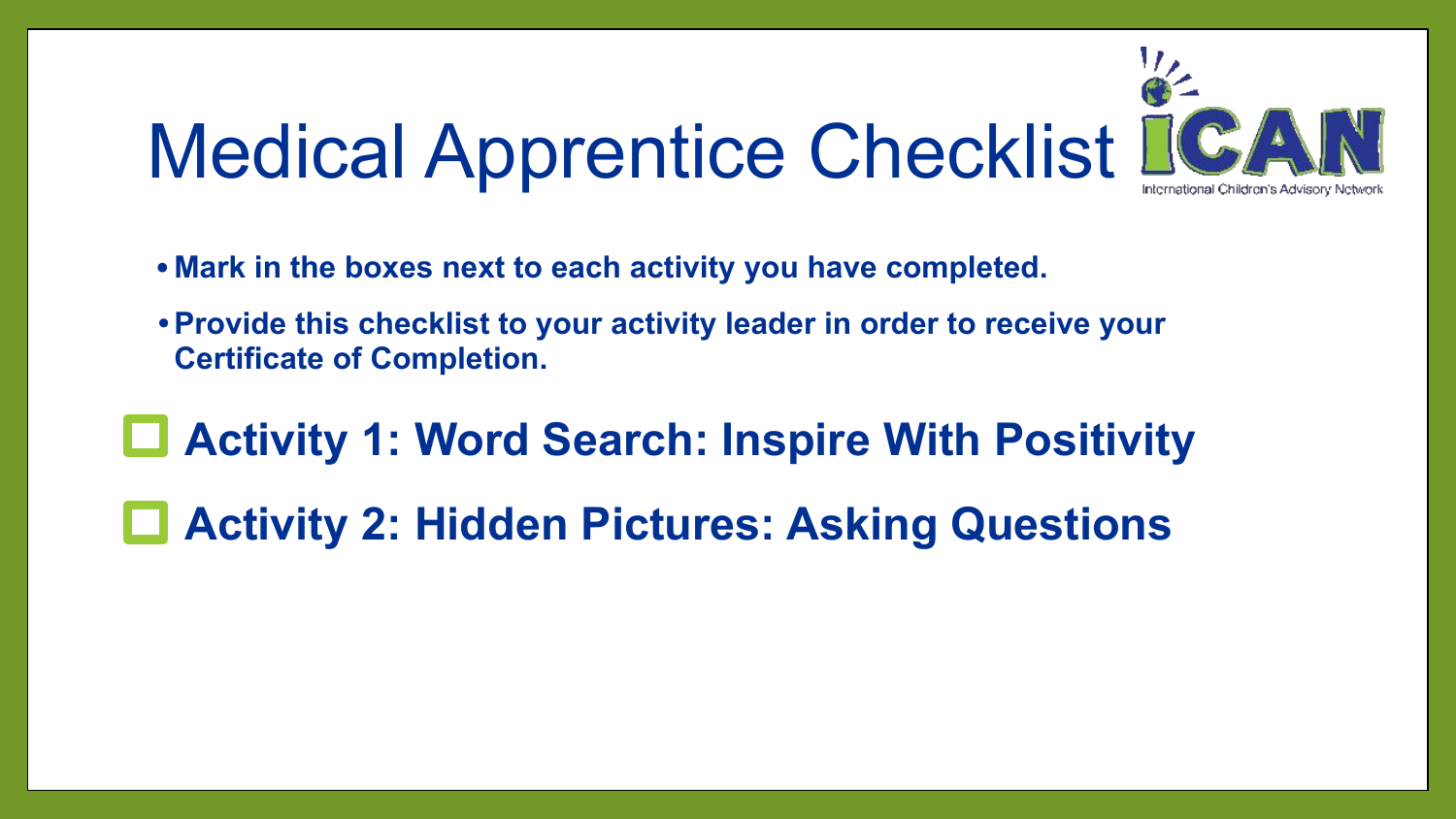# Medical Apprentice Checklist

International Children's Advisory Network

- **Mark in the boxes next to each activity you have completed.**
- **Provide this checklist to your activity leader in order to receive your Certificate of Completion.**

- [ ] **Activity 1: Word Search: Inspire With Positivity**
- [ ] **Activity 2: Hidden Pictures: Asking Questions**